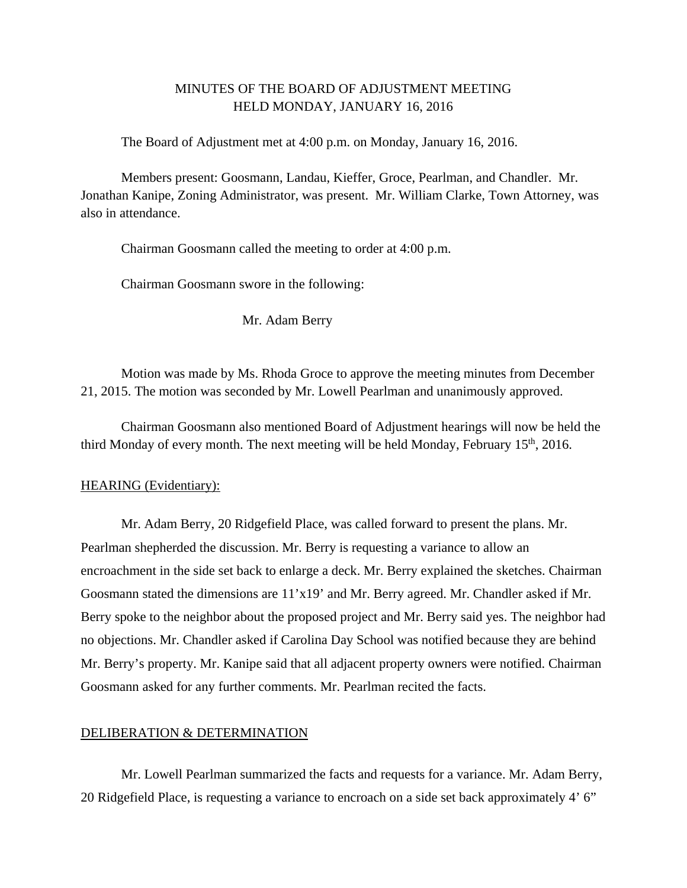# MINUTES OF THE BOARD OF ADJUSTMENT MEETING
## HELD MONDAY, JANUARY 16, 2016

The Board of Adjustment met at 4:00 p.m. on Monday, January 16, 2016.

Members present: Goosmann, Landau, Kieffer, Groce, Pearlman, and Chandler. Mr. Jonathan Kanipe, Zoning Administrator, was present. Mr. William Clarke, Town Attorney, was also in attendance.

Chairman Goosmann called the meeting to order at 4:00 p.m.

Chairman Goosmann swore in the following:

Mr. Adam Berry

Motion was made by Ms. Rhoda Groce to approve the meeting minutes from December 21, 2015. The motion was seconded by Mr. Lowell Pearlman and unanimously approved.

Chairman Goosmann also mentioned Board of Adjustment hearings will now be held the third Monday of every month. The next meeting will be held Monday, February 15th, 2016.

HEARING (Evidentiary):

Mr. Adam Berry, 20 Ridgefield Place, was called forward to present the plans. Mr. Pearlman shepherded the discussion. Mr. Berry is requesting a variance to allow an encroachment in the side set back to enlarge a deck. Mr. Berry explained the sketches. Chairman Goosmann stated the dimensions are 11'x19' and Mr. Berry agreed. Mr. Chandler asked if Mr. Berry spoke to the neighbor about the proposed project and Mr. Berry said yes. The neighbor had no objections. Mr. Chandler asked if Carolina Day School was notified because they are behind Mr. Berry's property. Mr. Kanipe said that all adjacent property owners were notified. Chairman Goosmann asked for any further comments. Mr. Pearlman recited the facts.

DELIBERATION & DETERMINATION

Mr. Lowell Pearlman summarized the facts and requests for a variance. Mr. Adam Berry, 20 Ridgefield Place, is requesting a variance to encroach on a side set back approximately 4' 6"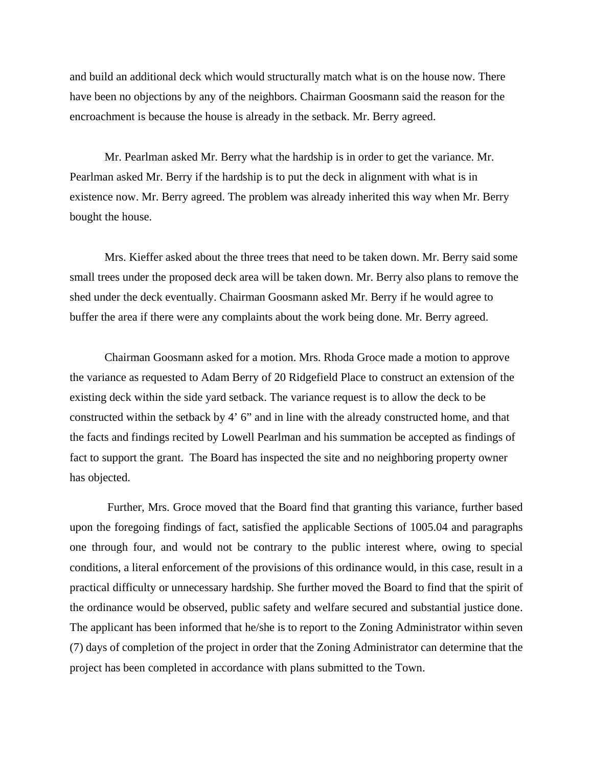and build an additional deck which would structurally match what is on the house now. There have been no objections by any of the neighbors. Chairman Goosmann said the reason for the encroachment is because the house is already in the setback. Mr. Berry agreed.

Mr. Pearlman asked Mr. Berry what the hardship is in order to get the variance. Mr. Pearlman asked Mr. Berry if the hardship is to put the deck in alignment with what is in existence now. Mr. Berry agreed. The problem was already inherited this way when Mr. Berry bought the house.

Mrs. Kieffer asked about the three trees that need to be taken down. Mr. Berry said some small trees under the proposed deck area will be taken down. Mr. Berry also plans to remove the shed under the deck eventually. Chairman Goosmann asked Mr. Berry if he would agree to buffer the area if there were any complaints about the work being done. Mr. Berry agreed.

Chairman Goosmann asked for a motion. Mrs. Rhoda Groce made a motion to approve the variance as requested to Adam Berry of 20 Ridgefield Place to construct an extension of the existing deck within the side yard setback. The variance request is to allow the deck to be constructed within the setback by 4' 6" and in line with the already constructed home, and that the facts and findings recited by Lowell Pearlman and his summation be accepted as findings of fact to support the grant. The Board has inspected the site and no neighboring property owner has objected.

Further, Mrs. Groce moved that the Board find that granting this variance, further based upon the foregoing findings of fact, satisfied the applicable Sections of 1005.04 and paragraphs one through four, and would not be contrary to the public interest where, owing to special conditions, a literal enforcement of the provisions of this ordinance would, in this case, result in a practical difficulty or unnecessary hardship. She further moved the Board to find that the spirit of the ordinance would be observed, public safety and welfare secured and substantial justice done. The applicant has been informed that he/she is to report to the Zoning Administrator within seven (7) days of completion of the project in order that the Zoning Administrator can determine that the project has been completed in accordance with plans submitted to the Town.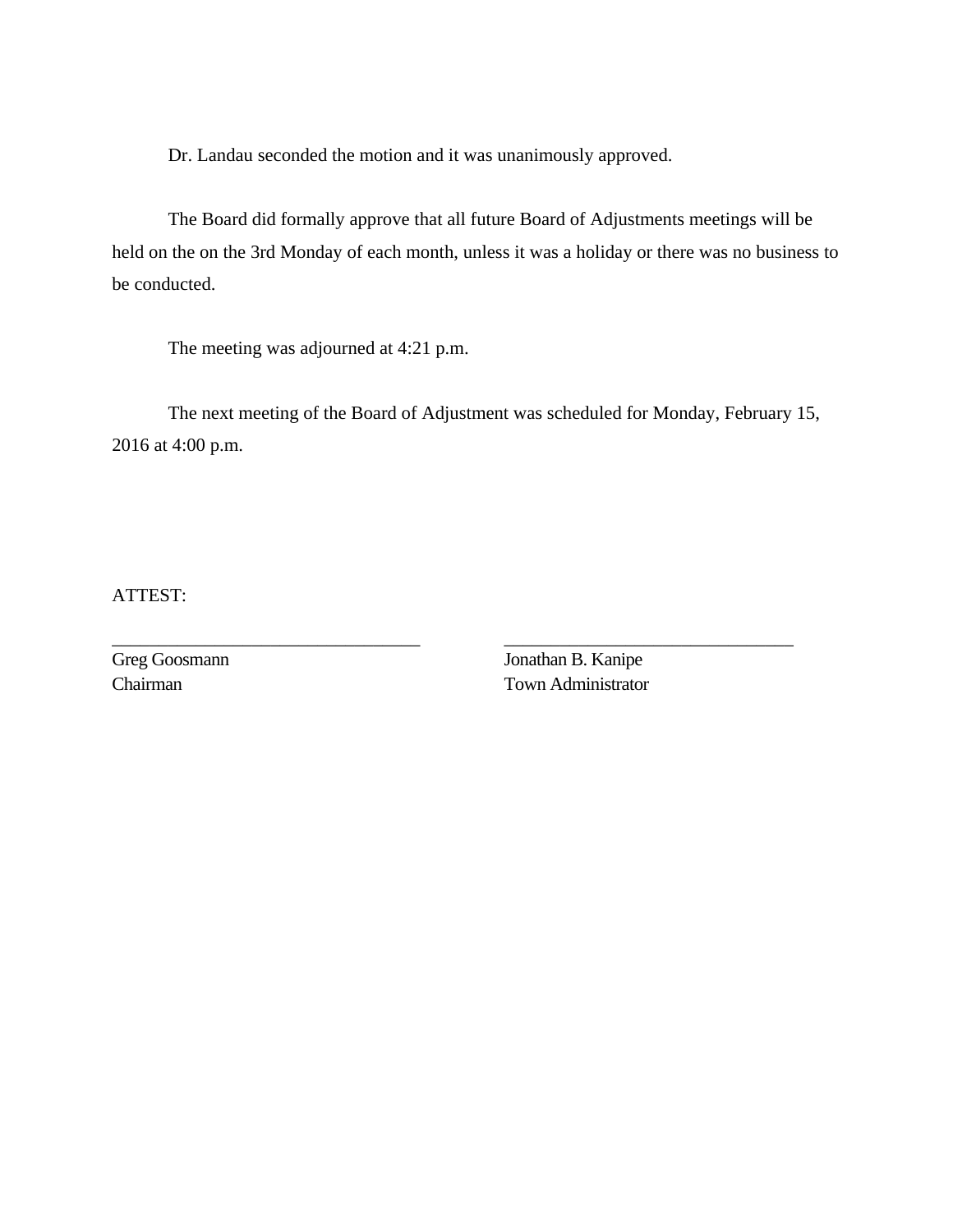Dr. Landau seconded the motion and it was unanimously approved.

The Board did formally approve that all future Board of Adjustments meetings will be held on the on the 3rd Monday of each month, unless it was a holiday or there was no business to be conducted.

The meeting was adjourned at 4:21 p.m.

The next meeting of the Board of Adjustment was scheduled for Monday, February 15, 2016 at 4:00 p.m.

ATTEST:

| | |
|---|---|
| ______________________________ | ______________________________ |
| Greg Goosmann | Jonathan B. Kanipe |
| Chairman | Town Administrator |